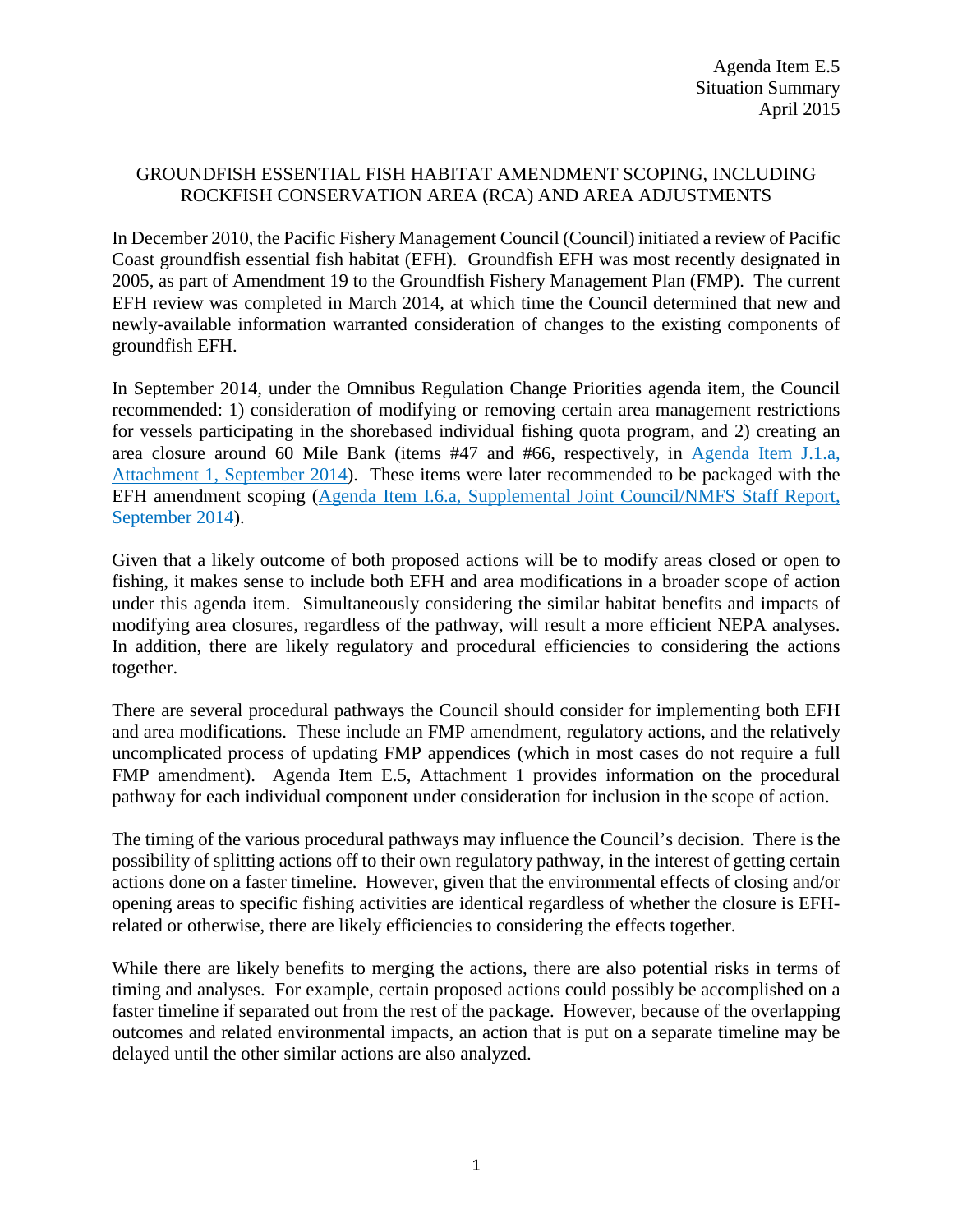Agenda Item E.5
Situation Summary
April 2015

# GROUNDFISH ESSENTIAL FISH HABITAT AMENDMENT SCOPING, INCLUDING ROCKFISH CONSERVATION AREA (RCA) AND AREA ADJUSTMENTS

In December 2010, the Pacific Fishery Management Council (Council) initiated a review of Pacific Coast groundfish essential fish habitat (EFH). Groundfish EFH was most recently designated in 2005, as part of Amendment 19 to the Groundfish Fishery Management Plan (FMP). The current EFH review was completed in March 2014, at which time the Council determined that new and newly-available information warranted consideration of changes to the existing components of groundfish EFH.

In September 2014, under the Omnibus Regulation Change Priorities agenda item, the Council recommended: 1) consideration of modifying or removing certain area management restrictions for vessels participating in the shorebased individual fishing quota program, and 2) creating an area closure around 60 Mile Bank (items #47 and #66, respectively, in Agenda Item J.1.a, Attachment 1, September 2014). These items were later recommended to be packaged with the EFH amendment scoping (Agenda Item I.6.a, Supplemental Joint Council/NMFS Staff Report, September 2014).

Given that a likely outcome of both proposed actions will be to modify areas closed or open to fishing, it makes sense to include both EFH and area modifications in a broader scope of action under this agenda item. Simultaneously considering the similar habitat benefits and impacts of modifying area closures, regardless of the pathway, will result a more efficient NEPA analyses. In addition, there are likely regulatory and procedural efficiencies to considering the actions together.

There are several procedural pathways the Council should consider for implementing both EFH and area modifications. These include an FMP amendment, regulatory actions, and the relatively uncomplicated process of updating FMP appendices (which in most cases do not require a full FMP amendment). Agenda Item E.5, Attachment 1 provides information on the procedural pathway for each individual component under consideration for inclusion in the scope of action.

The timing of the various procedural pathways may influence the Council's decision. There is the possibility of splitting actions off to their own regulatory pathway, in the interest of getting certain actions done on a faster timeline. However, given that the environmental effects of closing and/or opening areas to specific fishing activities are identical regardless of whether the closure is EFH-related or otherwise, there are likely efficiencies to considering the effects together.

While there are likely benefits to merging the actions, there are also potential risks in terms of timing and analyses. For example, certain proposed actions could possibly be accomplished on a faster timeline if separated out from the rest of the package. However, because of the overlapping outcomes and related environmental impacts, an action that is put on a separate timeline may be delayed until the other similar actions are also analyzed.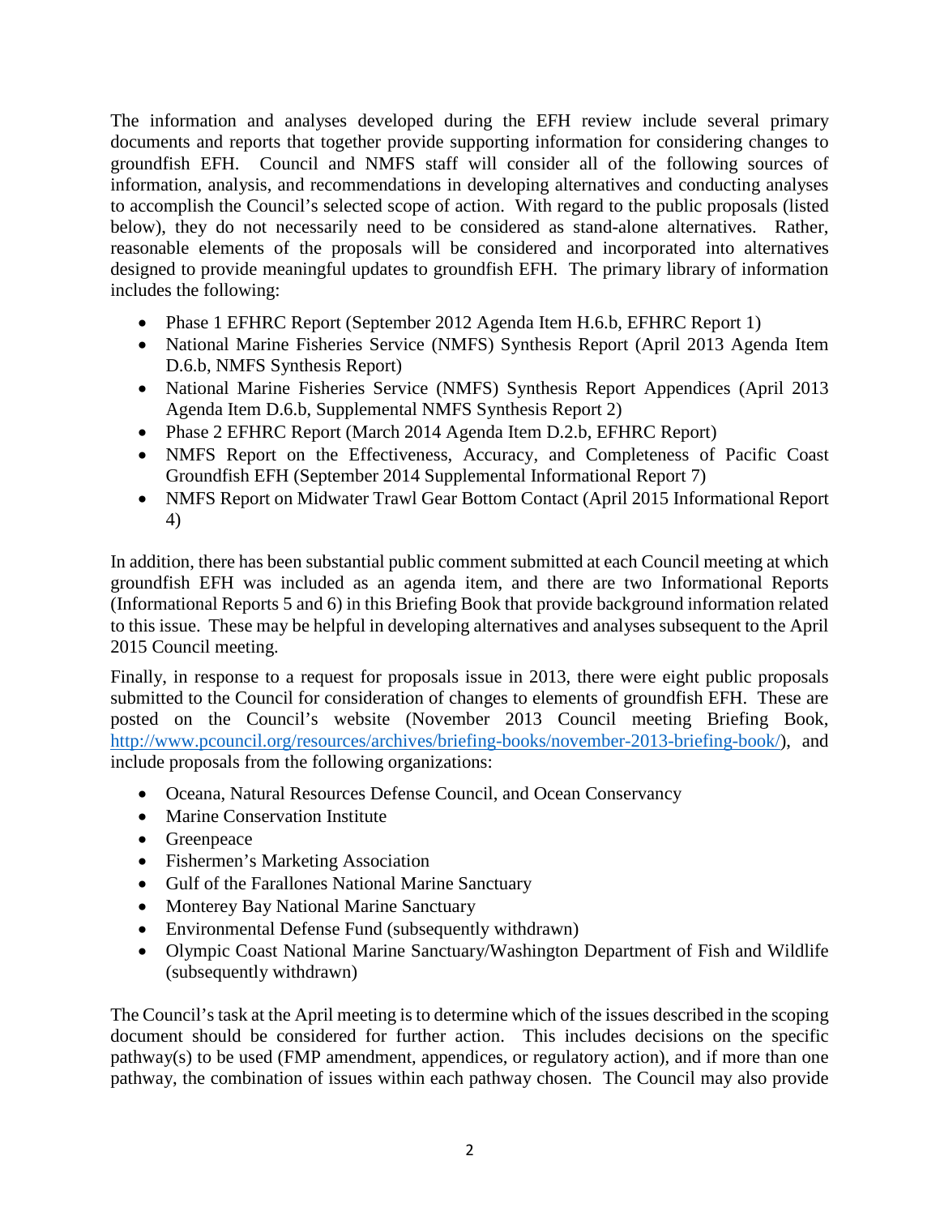The information and analyses developed during the EFH review include several primary documents and reports that together provide supporting information for considering changes to groundfish EFH. Council and NMFS staff will consider all of the following sources of information, analysis, and recommendations in developing alternatives and conducting analyses to accomplish the Council's selected scope of action. With regard to the public proposals (listed below), they do not necessarily need to be considered as stand-alone alternatives. Rather, reasonable elements of the proposals will be considered and incorporated into alternatives designed to provide meaningful updates to groundfish EFH. The primary library of information includes the following:

- Phase 1 EFHRC Report (September 2012 Agenda Item H.6.b, EFHRC Report 1)
- National Marine Fisheries Service (NMFS) Synthesis Report (April 2013 Agenda Item D.6.b, NMFS Synthesis Report)
- National Marine Fisheries Service (NMFS) Synthesis Report Appendices (April 2013 Agenda Item D.6.b, Supplemental NMFS Synthesis Report 2)
- Phase 2 EFHRC Report (March 2014 Agenda Item D.2.b, EFHRC Report)
- NMFS Report on the Effectiveness, Accuracy, and Completeness of Pacific Coast Groundfish EFH (September 2014 Supplemental Informational Report 7)
- NMFS Report on Midwater Trawl Gear Bottom Contact (April 2015 Informational Report 4)

In addition, there has been substantial public comment submitted at each Council meeting at which groundfish EFH was included as an agenda item, and there are two Informational Reports (Informational Reports 5 and 6) in this Briefing Book that provide background information related to this issue. These may be helpful in developing alternatives and analyses subsequent to the April 2015 Council meeting.

Finally, in response to a request for proposals issue in 2013, there were eight public proposals submitted to the Council for consideration of changes to elements of groundfish EFH. These are posted on the Council's website (November 2013 Council meeting Briefing Book, http://www.pcouncil.org/resources/archives/briefing-books/november-2013-briefing-book/), and include proposals from the following organizations:

- Oceana, Natural Resources Defense Council, and Ocean Conservancy
- Marine Conservation Institute
- Greenpeace
- Fishermen's Marketing Association
- Gulf of the Farallones National Marine Sanctuary
- Monterey Bay National Marine Sanctuary
- Environmental Defense Fund (subsequently withdrawn)
- Olympic Coast National Marine Sanctuary/Washington Department of Fish and Wildlife (subsequently withdrawn)

The Council's task at the April meeting is to determine which of the issues described in the scoping document should be considered for further action. This includes decisions on the specific pathway(s) to be used (FMP amendment, appendices, or regulatory action), and if more than one pathway, the combination of issues within each pathway chosen. The Council may also provide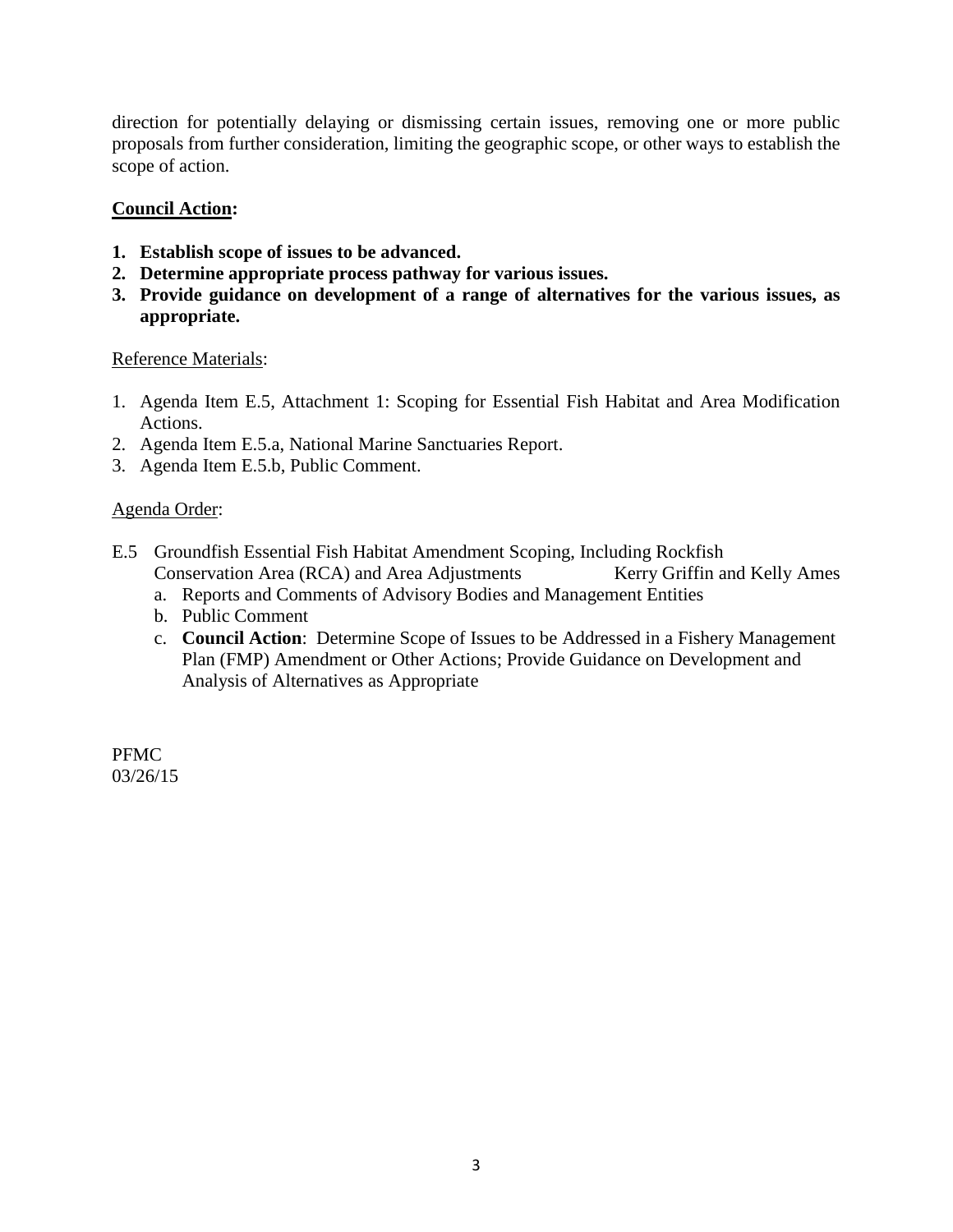direction for potentially delaying or dismissing certain issues, removing one or more public proposals from further consideration, limiting the geographic scope, or other ways to establish the scope of action.

**Council Action:**

1. **Establish scope of issues to be advanced.**
2. **Determine appropriate process pathway for various issues.**
3. **Provide guidance on development of a range of alternatives for the various issues, as appropriate.**

Reference Materials:

1. Agenda Item E.5, Attachment 1: Scoping for Essential Fish Habitat and Area Modification Actions.
2. Agenda Item E.5.a, National Marine Sanctuaries Report.
3. Agenda Item E.5.b, Public Comment.

Agenda Order:

E.5 Groundfish Essential Fish Habitat Amendment Scoping, Including Rockfish Conservation Area (RCA) and Area Adjustments — Kerry Griffin and Kelly Ames

a. Reports and Comments of Advisory Bodies and Management Entities
b. Public Comment
c. **Council Action**: Determine Scope of Issues to be Addressed in a Fishery Management Plan (FMP) Amendment or Other Actions; Provide Guidance on Development and Analysis of Alternatives as Appropriate

PFMC
03/26/15